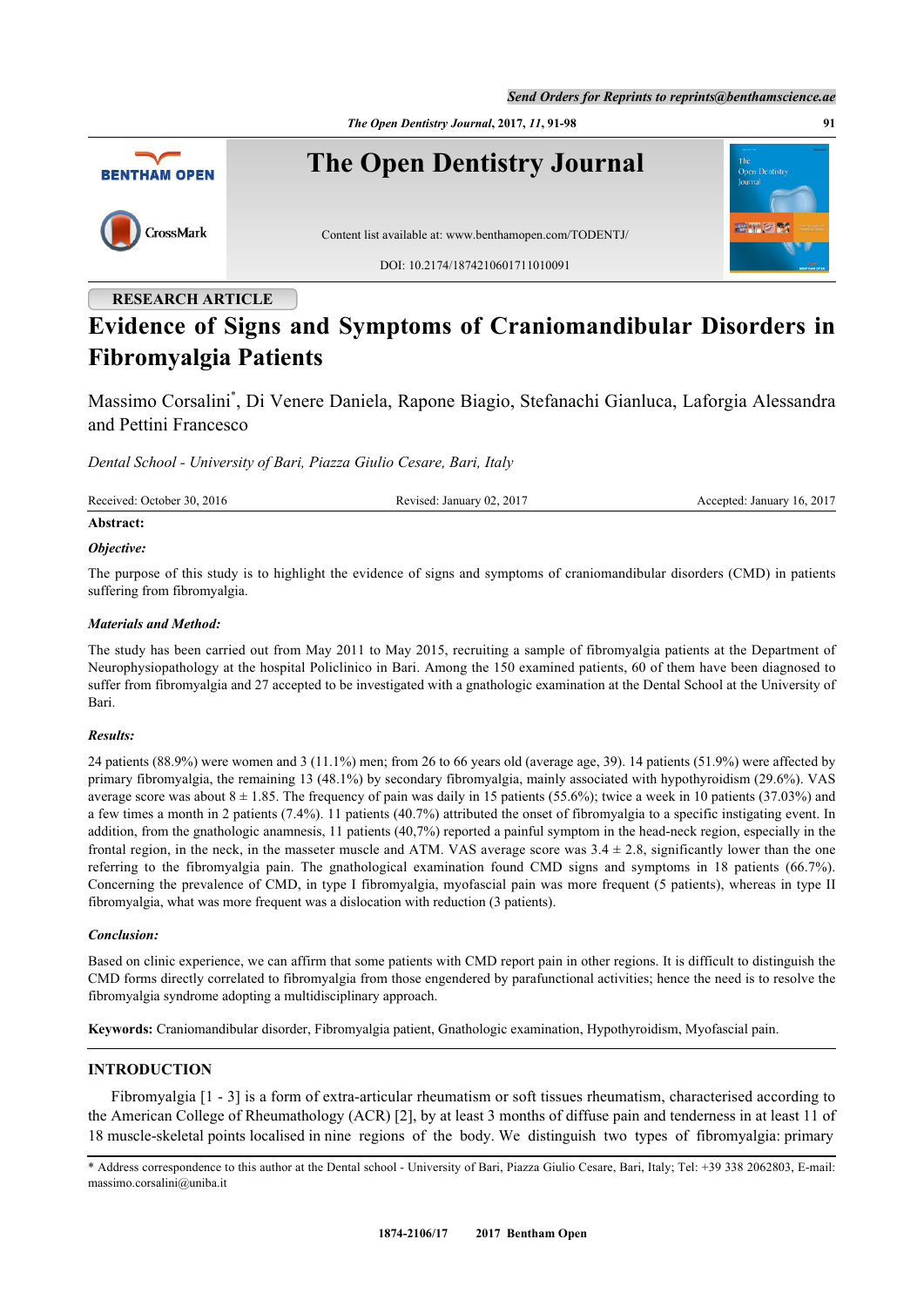RESEARCH ARTICLE

# Evidence of Signs and Symptoms of Craniomandibular Disorders in Fibromyalgia Patients

Massimo Corsalini*, Di Venere Daniela, Rapone Biagio, Stefanachi Gianluca, Laforgia Alessandra and Pettini Francesco

*Dental School - University of Bari, Piazza Giulio Cesare, Bari, Italy*

Received: October 30, 2016 Revised: January 02, 2017 Accepted: January 16, 2017

**Abstract:**

***Objective:***

The purpose of this study is to highlight the evidence of signs and symptoms of craniomandibular disorders (CMD) in patients suffering from fibromyalgia.

***Materials and Method:***

The study has been carried out from May 2011 to May 2015, recruiting a sample of fibromyalgia patients at the Department of Neurophysiopathology at the hospital Policlinico in Bari. Among the 150 examined patients, 60 of them have been diagnosed to suffer from fibromyalgia and 27 accepted to be investigated with a gnathologic examination at the Dental School at the University of Bari.

***Results:***

24 patients (88.9%) were women and 3 (11.1%) men; from 26 to 66 years old (average age, 39). 14 patients (51.9%) were affected by primary fibromyalgia, the remaining 13 (48.1%) by secondary fibromyalgia, mainly associated with hypothyroidism (29.6%). VAS average score was about 8 ± 1.85. The frequency of pain was daily in 15 patients (55.6%); twice a week in 10 patients (37.03%) and a few times a month in 2 patients (7.4%). 11 patients (40.7%) attributed the onset of fibromyalgia to a specific instigating event. In addition, from the gnathologic anamnesis, 11 patients (40,7%) reported a painful symptom in the head-neck region, especially in the frontal region, in the neck, in the masseter muscle and ATM. VAS average score was 3.4 ± 2.8, significantly lower than the one referring to the fibromyalgia pain. The gnathological examination found CMD signs and symptoms in 18 patients (66.7%). Concerning the prevalence of CMD, in type I fibromyalgia, myofascial pain was more frequent (5 patients), whereas in type II fibromyalgia, what was more frequent was a dislocation with reduction (3 patients).

***Conclusion:***

Based on clinic experience, we can affirm that some patients with CMD report pain in other regions. It is difficult to distinguish the CMD forms directly correlated to fibromyalgia from those engendered by parafunctional activities; hence the need is to resolve the fibromyalgia syndrome adopting a multidisciplinary approach.

**Keywords:** Craniomandibular disorder, Fibromyalgia patient, Gnathologic examination, Hypothyroidism, Myofascial pain.

## INTRODUCTION

Fibromyalgia [1 - 3] is a form of extra-articular rheumatism or soft tissues rheumatism, characterised according to the American College of Rheumathology (ACR) [2], by at least 3 months of diffuse pain and tenderness in at least 11 of 18 muscle-skeletal points localised in nine regions of the body. We distinguish two types of fibromyalgia: primary

* Address correspondence to this author at the Dental school - University of Bari, Piazza Giulio Cesare, Bari, Italy; Tel: +39 338 2062803, E-mail: massimo.corsalini@uniba.it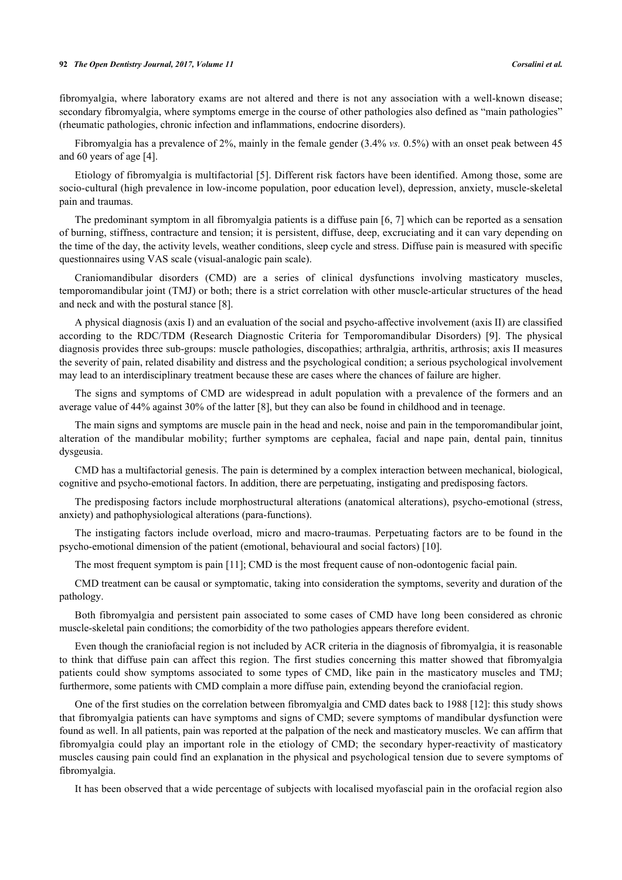fibromyalgia, where laboratory exams are not altered and there is not any association with a well-known disease; secondary fibromyalgia, where symptoms emerge in the course of other pathologies also defined as "main pathologies" (rheumatic pathologies, chronic infection and inflammations, endocrine disorders).

Fibromyalgia has a prevalence of 2%, mainly in the female gender (3.4% *vs.* 0.5%) with an onset peak between 45 and 60 years of age [4].

Etiology of fibromyalgia is multifactorial [5]. Different risk factors have been identified. Among those, some are socio-cultural (high prevalence in low-income population, poor education level), depression, anxiety, muscle-skeletal pain and traumas.

The predominant symptom in all fibromyalgia patients is a diffuse pain [6, 7] which can be reported as a sensation of burning, stiffness, contracture and tension; it is persistent, diffuse, deep, excruciating and it can vary depending on the time of the day, the activity levels, weather conditions, sleep cycle and stress. Diffuse pain is measured with specific questionnaires using VAS scale (visual-analogic pain scale).

Craniomandibular disorders (CMD) are a series of clinical dysfunctions involving masticatory muscles, temporomandibular joint (TMJ) or both; there is a strict correlation with other muscle-articular structures of the head and neck and with the postural stance [8].

A physical diagnosis (axis I) and an evaluation of the social and psycho-affective involvement (axis II) are classified according to the RDC/TDM (Research Diagnostic Criteria for Temporomandibular Disorders) [9]. The physical diagnosis provides three sub-groups: muscle pathologies, discopathies; arthralgia, arthritis, arthrosis; axis II measures the severity of pain, related disability and distress and the psychological condition; a serious psychological involvement may lead to an interdisciplinary treatment because these are cases where the chances of failure are higher.

The signs and symptoms of CMD are widespread in adult population with a prevalence of the formers and an average value of 44% against 30% of the latter [8], but they can also be found in childhood and in teenage.

The main signs and symptoms are muscle pain in the head and neck, noise and pain in the temporomandibular joint, alteration of the mandibular mobility; further symptoms are cephalea, facial and nape pain, dental pain, tinnitus dysgeusia.

CMD has a multifactorial genesis. The pain is determined by a complex interaction between mechanical, biological, cognitive and psycho-emotional factors. In addition, there are perpetuating, instigating and predisposing factors.

The predisposing factors include morphostructural alterations (anatomical alterations), psycho-emotional (stress, anxiety) and pathophysiological alterations (para-functions).

The instigating factors include overload, micro and macro-traumas. Perpetuating factors are to be found in the psycho-emotional dimension of the patient (emotional, behavioural and social factors) [10].

The most frequent symptom is pain [11]; CMD is the most frequent cause of non-odontogenic facial pain.

CMD treatment can be causal or symptomatic, taking into consideration the symptoms, severity and duration of the pathology.

Both fibromyalgia and persistent pain associated to some cases of CMD have long been considered as chronic muscle-skeletal pain conditions; the comorbidity of the two pathologies appears therefore evident.

Even though the craniofacial region is not included by ACR criteria in the diagnosis of fibromyalgia, it is reasonable to think that diffuse pain can affect this region. The first studies concerning this matter showed that fibromyalgia patients could show symptoms associated to some types of CMD, like pain in the masticatory muscles and TMJ; furthermore, some patients with CMD complain a more diffuse pain, extending beyond the craniofacial region.

One of the first studies on the correlation between fibromyalgia and CMD dates back to 1988 [12]: this study shows that fibromyalgia patients can have symptoms and signs of CMD; severe symptoms of mandibular dysfunction were found as well. In all patients, pain was reported at the palpation of the neck and masticatory muscles. We can affirm that fibromyalgia could play an important role in the etiology of CMD; the secondary hyper-reactivity of masticatory muscles causing pain could find an explanation in the physical and psychological tension due to severe symptoms of fibromyalgia.

It has been observed that a wide percentage of subjects with localised myofascial pain in the orofacial region also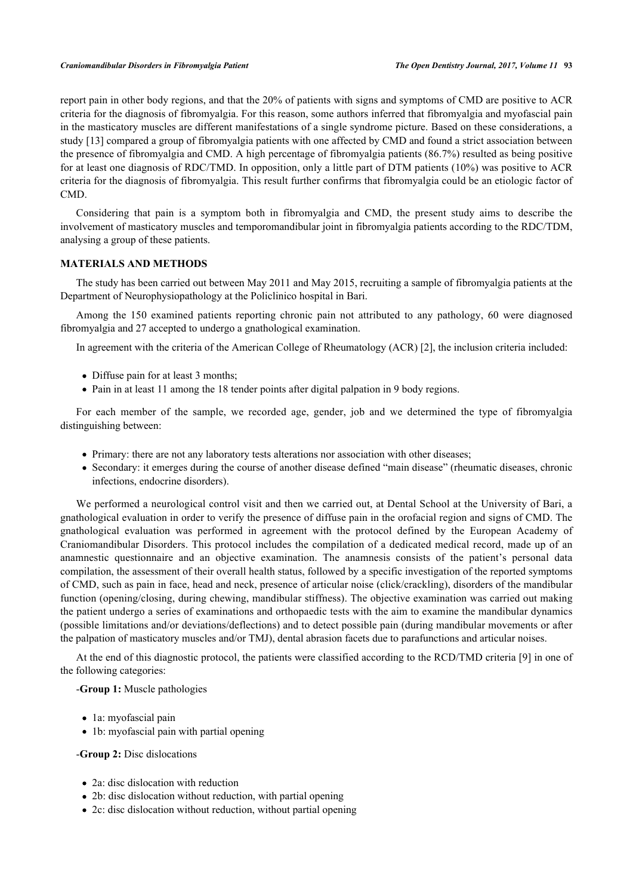report pain in other body regions, and that the 20% of patients with signs and symptoms of CMD are positive to ACR criteria for the diagnosis of fibromyalgia. For this reason, some authors inferred that fibromyalgia and myofascial pain in the masticatory muscles are different manifestations of a single syndrome picture. Based on these considerations, a study [13] compared a group of fibromyalgia patients with one affected by CMD and found a strict association between the presence of fibromyalgia and CMD. A high percentage of fibromyalgia patients (86.7%) resulted as being positive for at least one diagnosis of RDC/TMD. In opposition, only a little part of DTM patients (10%) was positive to ACR criteria for the diagnosis of fibromyalgia. This result further confirms that fibromyalgia could be an etiologic factor of CMD.

Considering that pain is a symptom both in fibromyalgia and CMD, the present study aims to describe the involvement of masticatory muscles and temporomandibular joint in fibromyalgia patients according to the RDC/TDM, analysing a group of these patients.

## MATERIALS AND METHODS

The study has been carried out between May 2011 and May 2015, recruiting a sample of fibromyalgia patients at the Department of Neurophysiopathology at the Policlinico hospital in Bari.

Among the 150 examined patients reporting chronic pain not attributed to any pathology, 60 were diagnosed fibromyalgia and 27 accepted to undergo a gnathological examination.

In agreement with the criteria of the American College of Rheumatology (ACR) [2], the inclusion criteria included:

- Diffuse pain for at least 3 months;
- Pain in at least 11 among the 18 tender points after digital palpation in 9 body regions.

For each member of the sample, we recorded age, gender, job and we determined the type of fibromyalgia distinguishing between:

- Primary: there are not any laboratory tests alterations nor association with other diseases;
- Secondary: it emerges during the course of another disease defined "main disease" (rheumatic diseases, chronic infections, endocrine disorders).

We performed a neurological control visit and then we carried out, at Dental School at the University of Bari, a gnathological evaluation in order to verify the presence of diffuse pain in the orofacial region and signs of CMD. The gnathological evaluation was performed in agreement with the protocol defined by the European Academy of Craniomandibular Disorders. This protocol includes the compilation of a dedicated medical record, made up of an anamnestic questionnaire and an objective examination. The anamnesis consists of the patient's personal data compilation, the assessment of their overall health status, followed by a specific investigation of the reported symptoms of CMD, such as pain in face, head and neck, presence of articular noise (click/crackling), disorders of the mandibular function (opening/closing, during chewing, mandibular stiffness). The objective examination was carried out making the patient undergo a series of examinations and orthopaedic tests with the aim to examine the mandibular dynamics (possible limitations and/or deviations/deflections) and to detect possible pain (during mandibular movements or after the palpation of masticatory muscles and/or TMJ), dental abrasion facets due to parafunctions and articular noises.

At the end of this diagnostic protocol, the patients were classified according to the RCD/TMD criteria [9] in one of the following categories:

-**Group 1:** Muscle pathologies

- 1a: myofascial pain
- 1b: myofascial pain with partial opening

-**Group 2:** Disc dislocations

- 2a: disc dislocation with reduction
- 2b: disc dislocation without reduction, with partial opening
- 2c: disc dislocation without reduction, without partial opening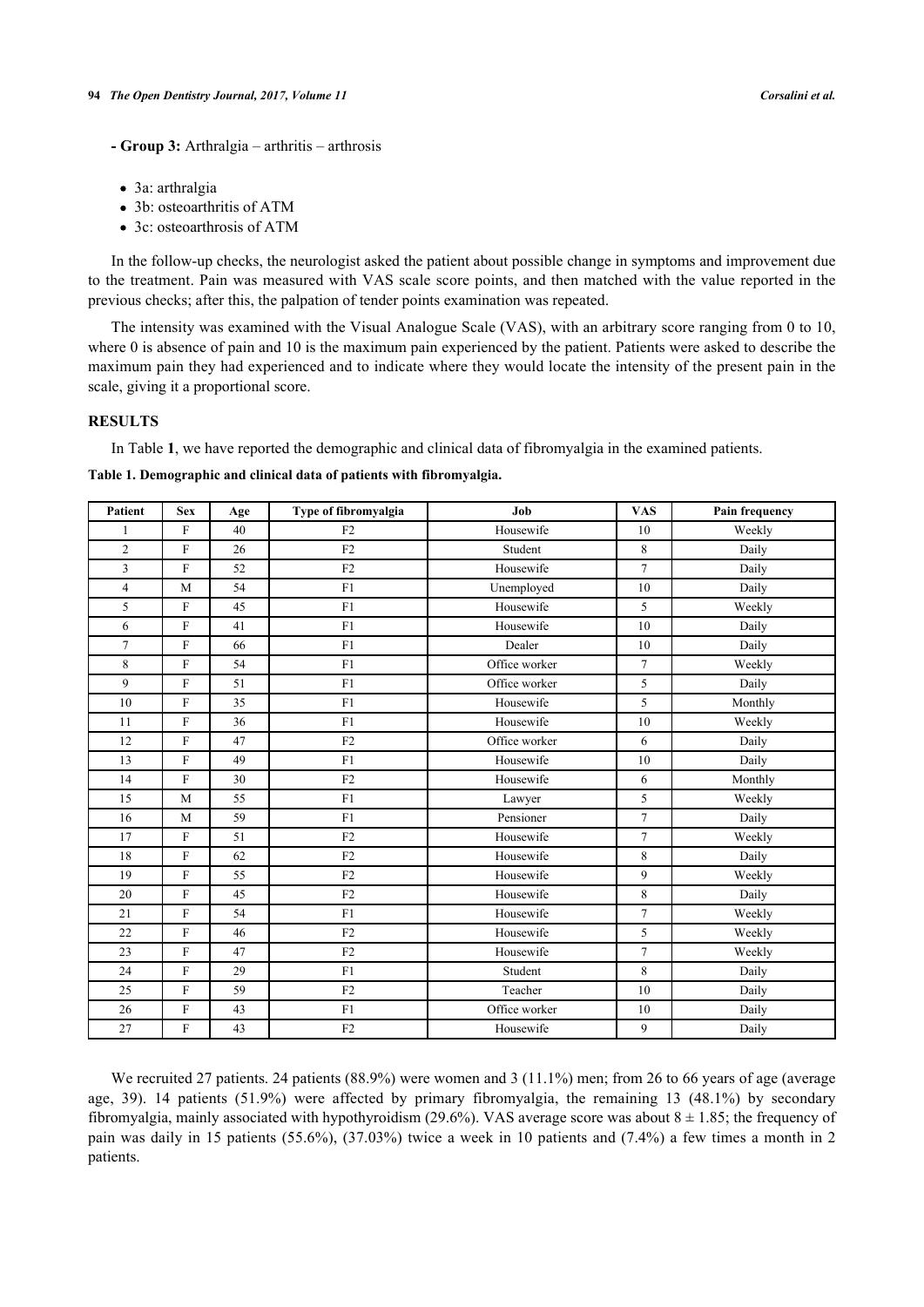**- Group 3:** Arthralgia – arthritis – arthrosis

- 3a: arthralgia
- 3b: osteoarthritis of ATM
- 3c: osteoarthrosis of ATM

In the follow-up checks, the neurologist asked the patient about possible change in symptoms and improvement due to the treatment. Pain was measured with VAS scale score points, and then matched with the value reported in the previous checks; after this, the palpation of tender points examination was repeated.

The intensity was examined with the Visual Analogue Scale (VAS), with an arbitrary score ranging from 0 to 10, where 0 is absence of pain and 10 is the maximum pain experienced by the patient. Patients were asked to describe the maximum pain they had experienced and to indicate where they would locate the intensity of the present pain in the scale, giving it a proportional score.

## RESULTS

In Table **1**, we have reported the demographic and clinical data of fibromyalgia in the examined patients.

**Table 1. Demographic and clinical data of patients with fibromyalgia.**

| Patient | Sex | Age | Type of fibromyalgia | Job | VAS | Pain frequency |
|---|---|---|---|---|---|---|
| 1 | F | 40 | F2 | Housewife | 10 | Weekly |
| 2 | F | 26 | F2 | Student | 8 | Daily |
| 3 | F | 52 | F2 | Housewife | 7 | Daily |
| 4 | M | 54 | F1 | Unemployed | 10 | Daily |
| 5 | F | 45 | F1 | Housewife | 5 | Weekly |
| 6 | F | 41 | F1 | Housewife | 10 | Daily |
| 7 | F | 66 | F1 | Dealer | 10 | Daily |
| 8 | F | 54 | F1 | Office worker | 7 | Weekly |
| 9 | F | 51 | F1 | Office worker | 5 | Daily |
| 10 | F | 35 | F1 | Housewife | 5 | Monthly |
| 11 | F | 36 | F1 | Housewife | 10 | Weekly |
| 12 | F | 47 | F2 | Office worker | 6 | Daily |
| 13 | F | 49 | F1 | Housewife | 10 | Daily |
| 14 | F | 30 | F2 | Housewife | 6 | Monthly |
| 15 | M | 55 | F1 | Lawyer | 5 | Weekly |
| 16 | M | 59 | F1 | Pensioner | 7 | Daily |
| 17 | F | 51 | F2 | Housewife | 7 | Weekly |
| 18 | F | 62 | F2 | Housewife | 8 | Daily |
| 19 | F | 55 | F2 | Housewife | 9 | Weekly |
| 20 | F | 45 | F2 | Housewife | 8 | Daily |
| 21 | F | 54 | F1 | Housewife | 7 | Weekly |
| 22 | F | 46 | F2 | Housewife | 5 | Weekly |
| 23 | F | 47 | F2 | Housewife | 7 | Weekly |
| 24 | F | 29 | F1 | Student | 8 | Daily |
| 25 | F | 59 | F2 | Teacher | 10 | Daily |
| 26 | F | 43 | F1 | Office worker | 10 | Daily |
| 27 | F | 43 | F2 | Housewife | 9 | Daily |

We recruited 27 patients. 24 patients (88.9%) were women and 3 (11.1%) men; from 26 to 66 years of age (average age, 39). 14 patients (51.9%) were affected by primary fibromyalgia, the remaining 13 (48.1%) by secondary fibromyalgia, mainly associated with hypothyroidism (29.6%). VAS average score was about $8 \pm 1.85$; the frequency of pain was daily in 15 patients (55.6%), (37.03%) twice a week in 10 patients and (7.4%) a few times a month in 2 patients.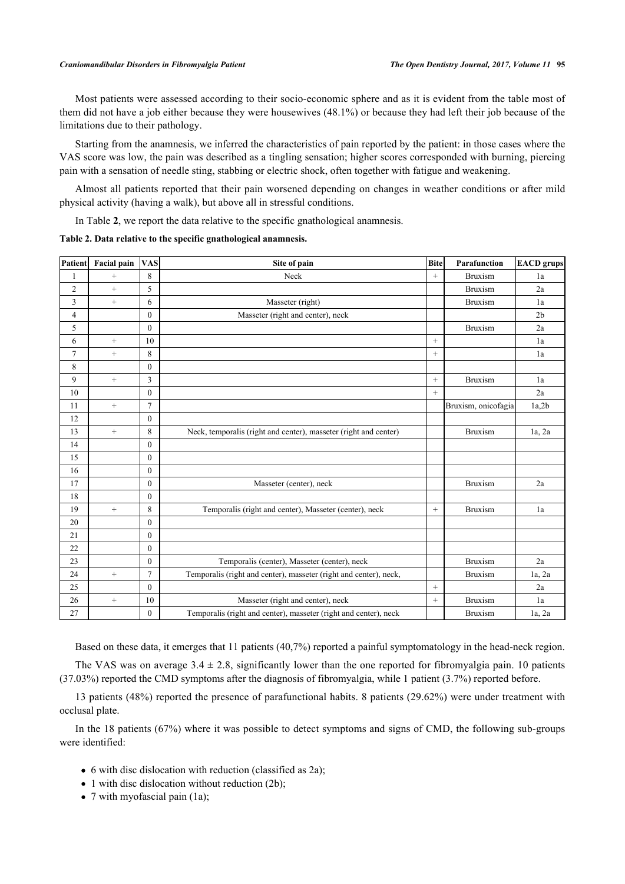Most patients were assessed according to their socio-economic sphere and as it is evident from the table most of them did not have a job either because they were housewives (48.1%) or because they had left their job because of the limitations due to their pathology.

Starting from the anamnesis, we inferred the characteristics of pain reported by the patient: in those cases where the VAS score was low, the pain was described as a tingling sensation; higher scores corresponded with burning, piercing pain with a sensation of needle sting, stabbing or electric shock, often together with fatigue and weakening.

Almost all patients reported that their pain worsened depending on changes in weather conditions or after mild physical activity (having a walk), but above all in stressful conditions.

In Table **2**, we report the data relative to the specific gnathological anamnesis.

**Table 2. Data relative to the specific gnathological anamnesis.**

| Patient | Facial pain | VAS | Site of pain | Bite | Parafunction | EACD grups |
|---|---|---|---|---|---|---|
| 1 | + | 8 | Neck | + | Bruxism | 1a |
| 2 | + | 5 | | | Bruxism | 2a |
| 3 | + | 6 | Masseter (right) | | Bruxism | 1a |
| 4 | | 0 | Masseter (right and center), neck | | | 2b |
| 5 | | 0 | | | Bruxism | 2a |
| 6 | + | 10 | | + | | 1a |
| 7 | + | 8 | | + | | 1a |
| 8 | | 0 | | | | |
| 9 | + | 3 | | + | Bruxism | 1a |
| 10 | | 0 | | + | | 2a |
| 11 | + | 7 | | | Bruxism, onicofagia | 1a,2b |
| 12 | | 0 | | | | |
| 13 | + | 8 | Neck, temporalis (right and center), masseter (right and center) | | Bruxism | 1a, 2a |
| 14 | | 0 | | | | |
| 15 | | 0 | | | | |
| 16 | | 0 | | | | |
| 17 | | 0 | Masseter (center), neck | | Bruxism | 2a |
| 18 | | 0 | | | | |
| 19 | + | 8 | Temporalis (right and center), Masseter (center), neck | + | Bruxism | 1a |
| 20 | | 0 | | | | |
| 21 | | 0 | | | | |
| 22 | | 0 | | | | |
| 23 | | 0 | Temporalis (center), Masseter (center), neck | | Bruxism | 2a |
| 24 | + | 7 | Temporalis (right and center), masseter (right and center), neck, | | Bruxism | 1a, 2a |
| 25 | | 0 | | + | | 2a |
| 26 | + | 10 | Masseter (right and center), neck | + | Bruxism | 1a |
| 27 | | 0 | Temporalis (right and center), masseter (right and center), neck | | Bruxism | 1a, 2a |

Based on these data, it emerges that 11 patients (40,7%) reported a painful symptomatology in the head-neck region.

The VAS was on average $3.4 \pm 2.8$, significantly lower than the one reported for fibromyalgia pain. 10 patients (37.03%) reported the CMD symptoms after the diagnosis of fibromyalgia, while 1 patient (3.7%) reported before.

13 patients (48%) reported the presence of parafunctional habits. 8 patients (29.62%) were under treatment with occlusal plate.

In the 18 patients (67%) where it was possible to detect symptoms and signs of CMD, the following sub-groups were identified:

- 6 with disc dislocation with reduction (classified as 2a);
- 1 with disc dislocation without reduction (2b);
- 7 with myofascial pain (1a);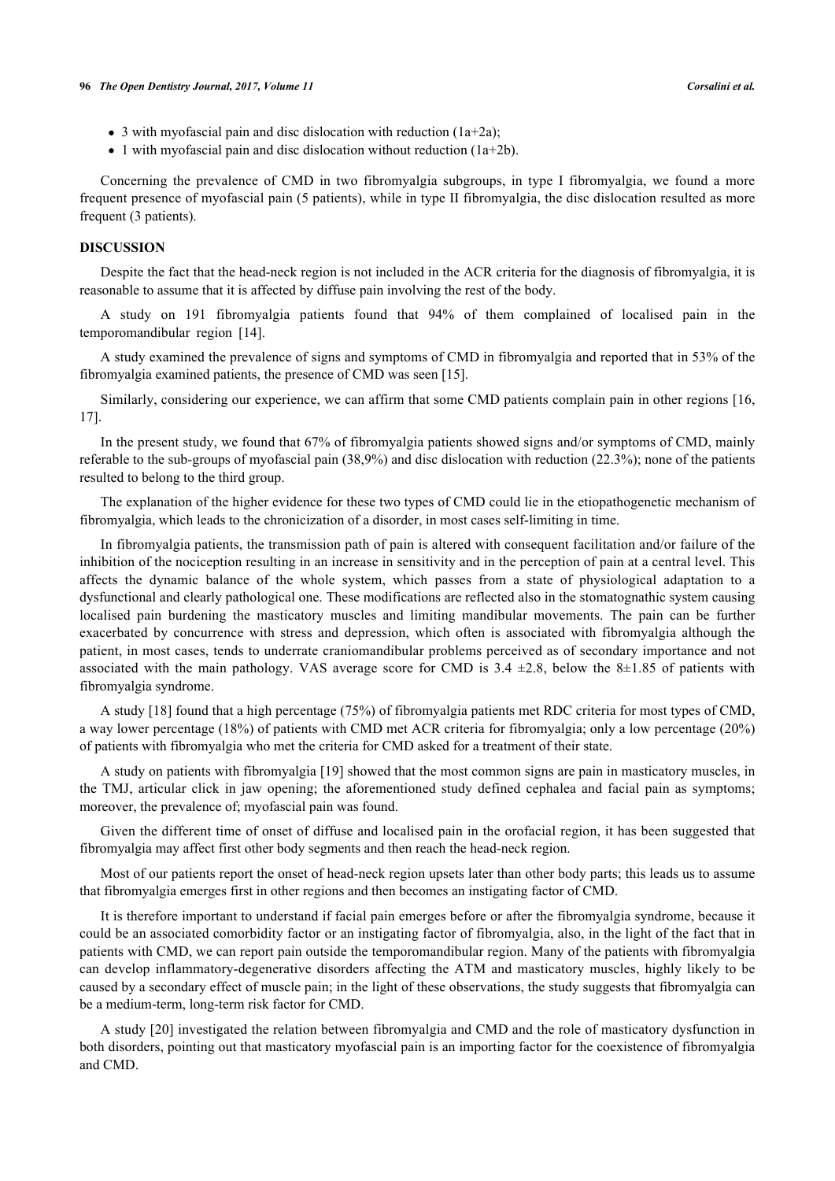- 3 with myofascial pain and disc dislocation with reduction (1a+2a);
- 1 with myofascial pain and disc dislocation without reduction (1a+2b).

Concerning the prevalence of CMD in two fibromyalgia subgroups, in type I fibromyalgia, we found a more frequent presence of myofascial pain (5 patients), while in type II fibromyalgia, the disc dislocation resulted as more frequent (3 patients).

## DISCUSSION

Despite the fact that the head-neck region is not included in the ACR criteria for the diagnosis of fibromyalgia, it is reasonable to assume that it is affected by diffuse pain involving the rest of the body.

A study on 191 fibromyalgia patients found that 94% of them complained of localised pain in the temporomandibular region [14].

A study examined the prevalence of signs and symptoms of CMD in fibromyalgia and reported that in 53% of the fibromyalgia examined patients, the presence of CMD was seen [15].

Similarly, considering our experience, we can affirm that some CMD patients complain pain in other regions [16, 17].

In the present study, we found that 67% of fibromyalgia patients showed signs and/or symptoms of CMD, mainly referable to the sub-groups of myofascial pain (38,9%) and disc dislocation with reduction (22.3%); none of the patients resulted to belong to the third group.

The explanation of the higher evidence for these two types of CMD could lie in the etiopathogenetic mechanism of fibromyalgia, which leads to the chronicization of a disorder, in most cases self-limiting in time.

In fibromyalgia patients, the transmission path of pain is altered with consequent facilitation and/or failure of the inhibition of the nociception resulting in an increase in sensitivity and in the perception of pain at a central level. This affects the dynamic balance of the whole system, which passes from a state of physiological adaptation to a dysfunctional and clearly pathological one. These modifications are reflected also in the stomatognathic system causing localised pain burdening the masticatory muscles and limiting mandibular movements. The pain can be further exacerbated by concurrence with stress and depression, which often is associated with fibromyalgia although the patient, in most cases, tends to underrate craniomandibular problems perceived as of secondary importance and not associated with the main pathology. VAS average score for CMD is 3.4 ±2.8, below the 8±1.85 of patients with fibromyalgia syndrome.

A study [18] found that a high percentage (75%) of fibromyalgia patients met RDC criteria for most types of CMD, a way lower percentage (18%) of patients with CMD met ACR criteria for fibromyalgia; only a low percentage (20%) of patients with fibromyalgia who met the criteria for CMD asked for a treatment of their state.

A study on patients with fibromyalgia [19] showed that the most common signs are pain in masticatory muscles, in the TMJ, articular click in jaw opening; the aforementioned study defined cephalea and facial pain as symptoms; moreover, the prevalence of; myofascial pain was found.

Given the different time of onset of diffuse and localised pain in the orofacial region, it has been suggested that fibromyalgia may affect first other body segments and then reach the head-neck region.

Most of our patients report the onset of head-neck region upsets later than other body parts; this leads us to assume that fibromyalgia emerges first in other regions and then becomes an instigating factor of CMD.

It is therefore important to understand if facial pain emerges before or after the fibromyalgia syndrome, because it could be an associated comorbidity factor or an instigating factor of fibromyalgia, also, in the light of the fact that in patients with CMD, we can report pain outside the temporomandibular region. Many of the patients with fibromyalgia can develop inflammatory-degenerative disorders affecting the ATM and masticatory muscles, highly likely to be caused by a secondary effect of muscle pain; in the light of these observations, the study suggests that fibromyalgia can be a medium-term, long-term risk factor for CMD.

A study [20] investigated the relation between fibromyalgia and CMD and the role of masticatory dysfunction in both disorders, pointing out that masticatory myofascial pain is an importing factor for the coexistence of fibromyalgia and CMD.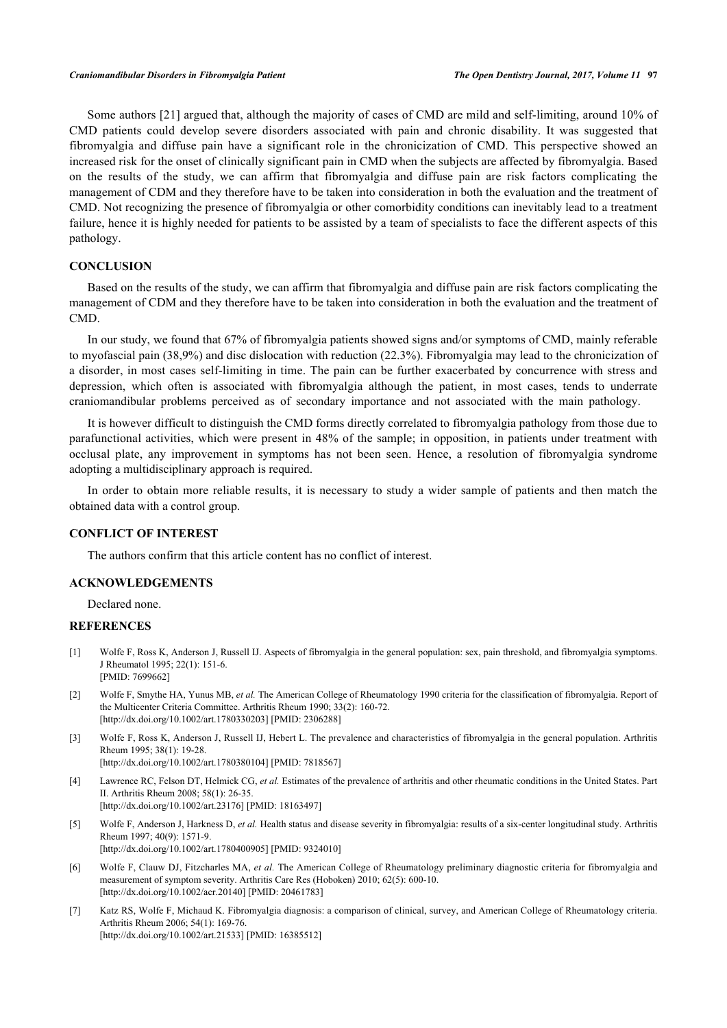Some authors [21] argued that, although the majority of cases of CMD are mild and self-limiting, around 10% of CMD patients could develop severe disorders associated with pain and chronic disability. It was suggested that fibromyalgia and diffuse pain have a significant role in the chronicization of CMD. This perspective showed an increased risk for the onset of clinically significant pain in CMD when the subjects are affected by fibromyalgia. Based on the results of the study, we can affirm that fibromyalgia and diffuse pain are risk factors complicating the management of CDM and they therefore have to be taken into consideration in both the evaluation and the treatment of CMD. Not recognizing the presence of fibromyalgia or other comorbidity conditions can inevitably lead to a treatment failure, hence it is highly needed for patients to be assisted by a team of specialists to face the different aspects of this pathology.

## CONCLUSION

Based on the results of the study, we can affirm that fibromyalgia and diffuse pain are risk factors complicating the management of CDM and they therefore have to be taken into consideration in both the evaluation and the treatment of CMD.

In our study, we found that 67% of fibromyalgia patients showed signs and/or symptoms of CMD, mainly referable to myofascial pain (38,9%) and disc dislocation with reduction (22.3%). Fibromyalgia may lead to the chronicization of a disorder, in most cases self-limiting in time. The pain can be further exacerbated by concurrence with stress and depression, which often is associated with fibromyalgia although the patient, in most cases, tends to underrate craniomandibular problems perceived as of secondary importance and not associated with the main pathology.

It is however difficult to distinguish the CMD forms directly correlated to fibromyalgia pathology from those due to parafunctional activities, which were present in 48% of the sample; in opposition, in patients under treatment with occlusal plate, any improvement in symptoms has not been seen. Hence, a resolution of fibromyalgia syndrome adopting a multidisciplinary approach is required.

In order to obtain more reliable results, it is necessary to study a wider sample of patients and then match the obtained data with a control group.

## CONFLICT OF INTEREST

The authors confirm that this article content has no conflict of interest.

## ACKNOWLEDGEMENTS

Declared none.

## REFERENCES

[1] Wolfe F, Ross K, Anderson J, Russell IJ. Aspects of fibromyalgia in the general population: sex, pain threshold, and fibromyalgia symptoms. J Rheumatol 1995; 22(1): 151-6.
[PMID: 7699662]

[2] Wolfe F, Smythe HA, Yunus MB, *et al.* The American College of Rheumatology 1990 criteria for the classification of fibromyalgia. Report of the Multicenter Criteria Committee. Arthritis Rheum 1990; 33(2): 160-72.
[http://dx.doi.org/10.1002/art.1780330203] [PMID: 2306288]

[3] Wolfe F, Ross K, Anderson J, Russell IJ, Hebert L. The prevalence and characteristics of fibromyalgia in the general population. Arthritis Rheum 1995; 38(1): 19-28.
[http://dx.doi.org/10.1002/art.1780380104] [PMID: 7818567]

[4] Lawrence RC, Felson DT, Helmick CG, *et al.* Estimates of the prevalence of arthritis and other rheumatic conditions in the United States. Part II. Arthritis Rheum 2008; 58(1): 26-35.
[http://dx.doi.org/10.1002/art.23176] [PMID: 18163497]

[5] Wolfe F, Anderson J, Harkness D, *et al.* Health status and disease severity in fibromyalgia: results of a six-center longitudinal study. Arthritis Rheum 1997; 40(9): 1571-9.
[http://dx.doi.org/10.1002/art.1780400905] [PMID: 9324010]

[6] Wolfe F, Clauw DJ, Fitzcharles MA, *et al.* The American College of Rheumatology preliminary diagnostic criteria for fibromyalgia and measurement of symptom severity. Arthritis Care Res (Hoboken) 2010; 62(5): 600-10.
[http://dx.doi.org/10.1002/acr.20140] [PMID: 20461783]

[7] Katz RS, Wolfe F, Michaud K. Fibromyalgia diagnosis: a comparison of clinical, survey, and American College of Rheumatology criteria. Arthritis Rheum 2006; 54(1): 169-76.
[http://dx.doi.org/10.1002/art.21533] [PMID: 16385512]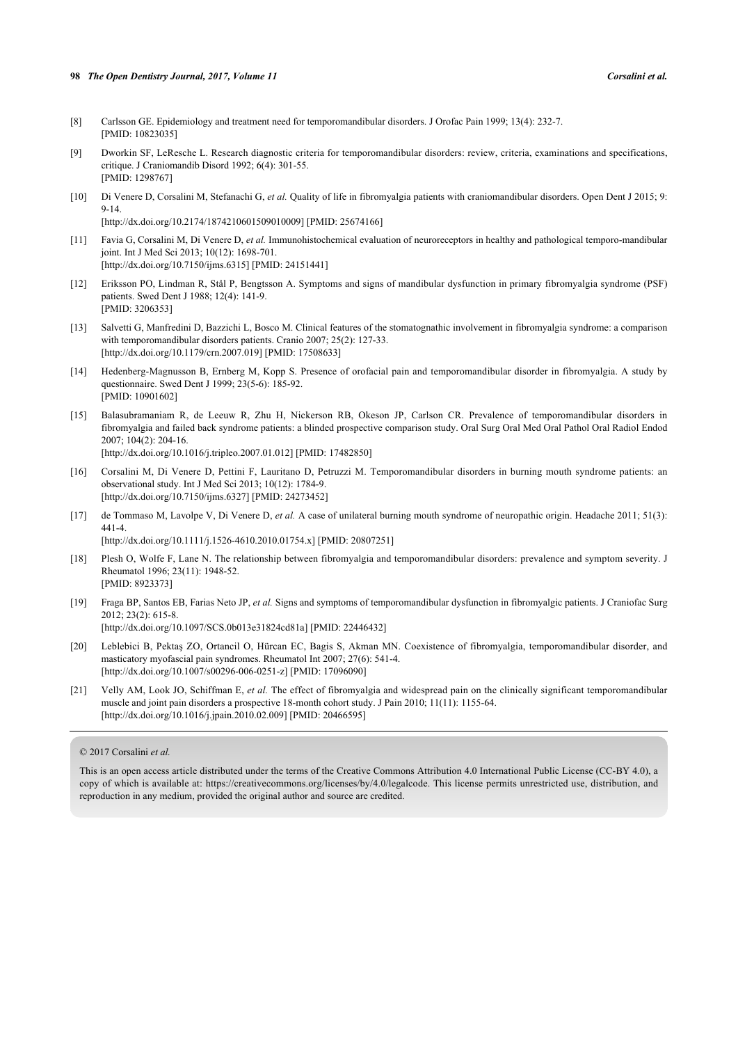[8] Carlsson GE. Epidemiology and treatment need for temporomandibular disorders. J Orofac Pain 1999; 13(4): 232-7. [PMID: 10823035]

[9] Dworkin SF, LeResche L. Research diagnostic criteria for temporomandibular disorders: review, criteria, examinations and specifications, critique. J Craniomandib Disord 1992; 6(4): 301-55. [PMID: 1298767]

[10] Di Venere D, Corsalini M, Stefanachi G, *et al.* Quality of life in fibromyalgia patients with craniomandibular disorders. Open Dent J 2015; 9: 9-14. [http://dx.doi.org/10.2174/1874210601509010009] [PMID: 25674166]

[11] Favia G, Corsalini M, Di Venere D, *et al.* Immunohistochemical evaluation of neuroreceptors in healthy and pathological temporo-mandibular joint. Int J Med Sci 2013; 10(12): 1698-701. [http://dx.doi.org/10.7150/ijms.6315] [PMID: 24151441]

[12] Eriksson PO, Lindman R, Stål P, Bengtsson A. Symptoms and signs of mandibular dysfunction in primary fibromyalgia syndrome (PSF) patients. Swed Dent J 1988; 12(4): 141-9. [PMID: 3206353]

[13] Salvetti G, Manfredini D, Bazzichi L, Bosco M. Clinical features of the stomatognathic involvement in fibromyalgia syndrome: a comparison with temporomandibular disorders patients. Cranio 2007; 25(2): 127-33. [http://dx.doi.org/10.1179/crn.2007.019] [PMID: 17508633]

[14] Hedenberg-Magnusson B, Ernberg M, Kopp S. Presence of orofacial pain and temporomandibular disorder in fibromyalgia. A study by questionnaire. Swed Dent J 1999; 23(5-6): 185-92. [PMID: 10901602]

[15] Balasubramaniam R, de Leeuw R, Zhu H, Nickerson RB, Okeson JP, Carlson CR. Prevalence of temporomandibular disorders in fibromyalgia and failed back syndrome patients: a blinded prospective comparison study. Oral Surg Oral Med Oral Pathol Oral Radiol Endod 2007; 104(2): 204-16. [http://dx.doi.org/10.1016/j.tripleo.2007.01.012] [PMID: 17482850]

[16] Corsalini M, Di Venere D, Pettini F, Lauritano D, Petruzzi M. Temporomandibular disorders in burning mouth syndrome patients: an observational study. Int J Med Sci 2013; 10(12): 1784-9. [http://dx.doi.org/10.7150/ijms.6327] [PMID: 24273452]

[17] de Tommaso M, Lavolpe V, Di Venere D, *et al.* A case of unilateral burning mouth syndrome of neuropathic origin. Headache 2011; 51(3): 441-4. [http://dx.doi.org/10.1111/j.1526-4610.2010.01754.x] [PMID: 20807251]

[18] Plesh O, Wolfe F, Lane N. The relationship between fibromyalgia and temporomandibular disorders: prevalence and symptom severity. J Rheumatol 1996; 23(11): 1948-52. [PMID: 8923373]

[19] Fraga BP, Santos EB, Farias Neto JP, *et al.* Signs and symptoms of temporomandibular dysfunction in fibromyalgic patients. J Craniofac Surg 2012; 23(2): 615-8. [http://dx.doi.org/10.1097/SCS.0b013e31824cd81a] [PMID: 22446432]

[20] Leblebici B, Pektaş ZO, Ortancil O, Hürcan EC, Bagis S, Akman MN. Coexistence of fibromyalgia, temporomandibular disorder, and masticatory myofascial pain syndromes. Rheumatol Int 2007; 27(6): 541-4. [http://dx.doi.org/10.1007/s00296-006-0251-z] [PMID: 17096090]

[21] Velly AM, Look JO, Schiffman E, *et al.* The effect of fibromyalgia and widespread pain on the clinically significant temporomandibular muscle and joint pain disorders a prospective 18-month cohort study. J Pain 2010; 11(11): 1155-64. [http://dx.doi.org/10.1016/j.jpain.2010.02.009] [PMID: 20466595]

---

© 2017 Corsalini *et al.*

This is an open access article distributed under the terms of the Creative Commons Attribution 4.0 International Public License (CC-BY 4.0), a copy of which is available at: https://creativecommons.org/licenses/by/4.0/legalcode. This license permits unrestricted use, distribution, and reproduction in any medium, provided the original author and source are credited.